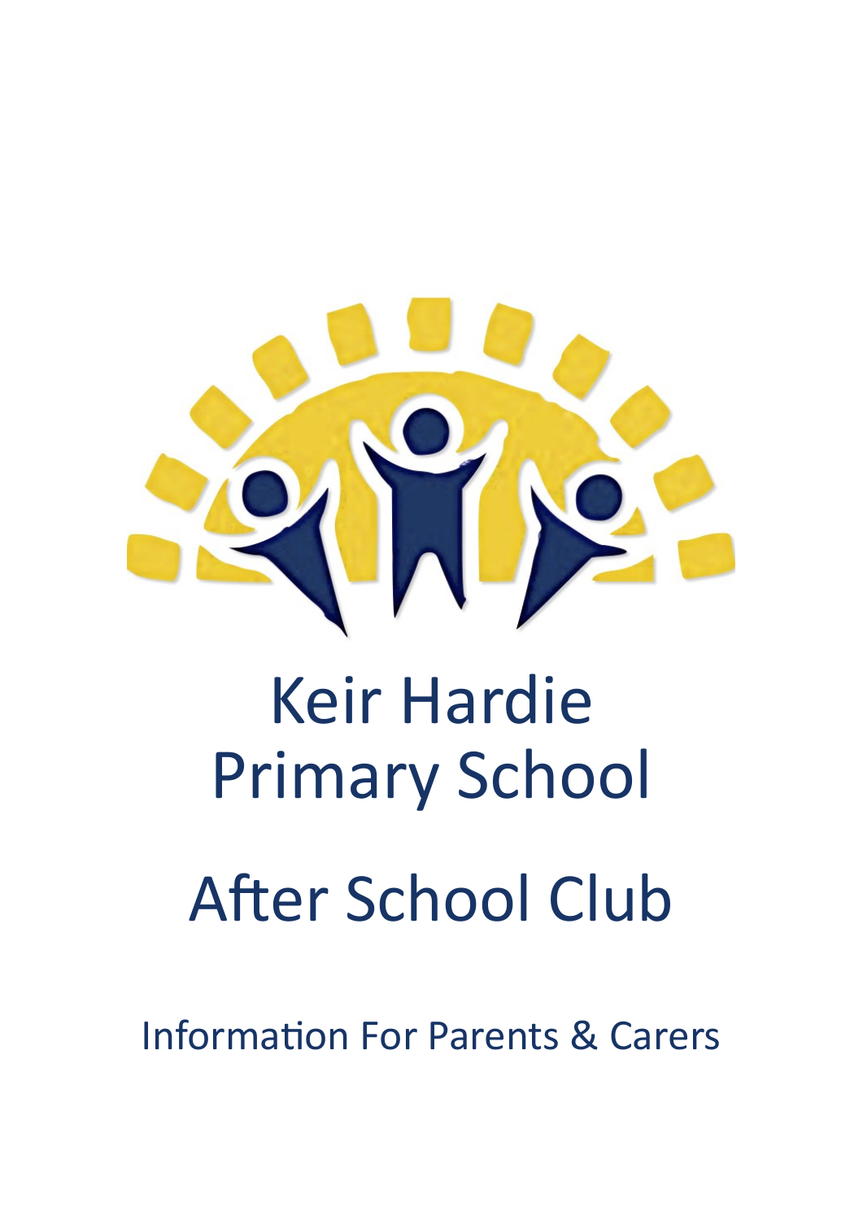# Keir Hardie Primary School

# After School Club

Information For Parents & Carers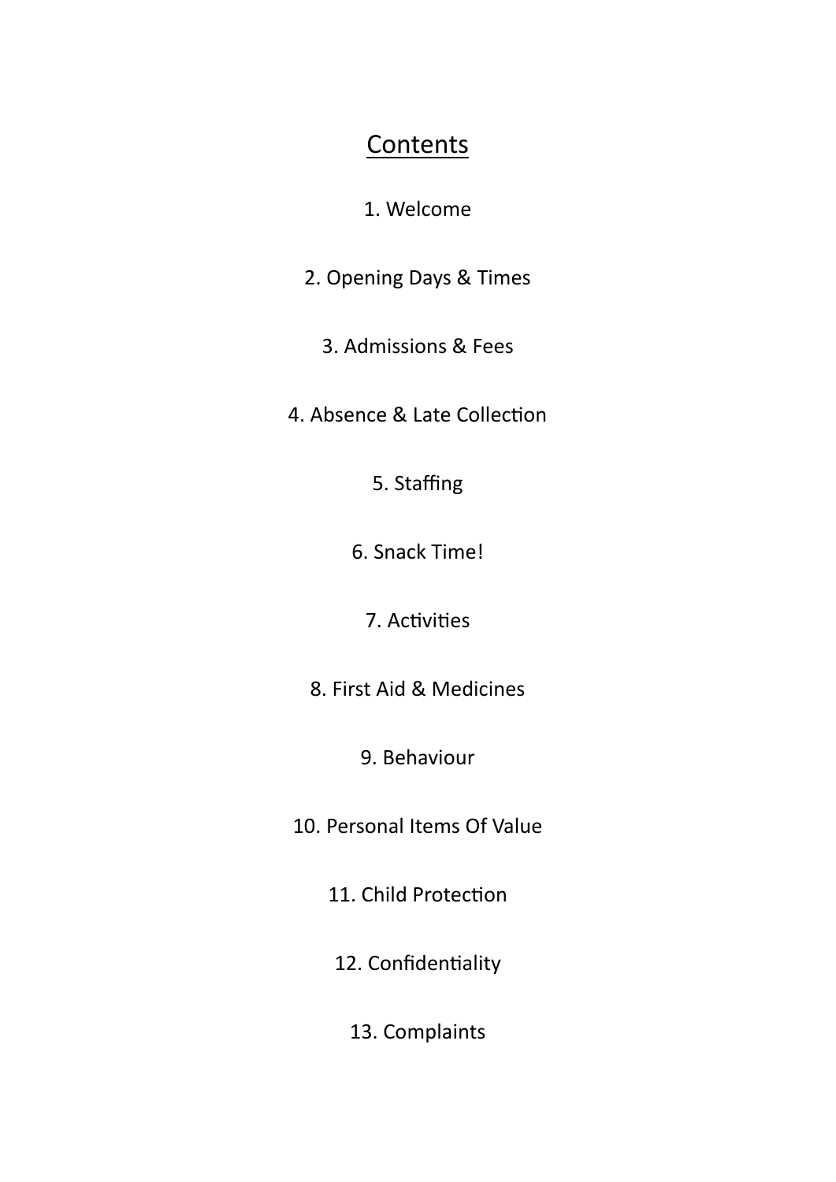# Contents

1. Welcome

2. Opening Days & Times

3. Admissions & Fees

4. Absence & Late Collection

5. Staffing

6. Snack Time!

7. Activities

8. First Aid & Medicines

9. Behaviour

10. Personal Items Of Value

11. Child Protection

12. Confidentiality

13. Complaints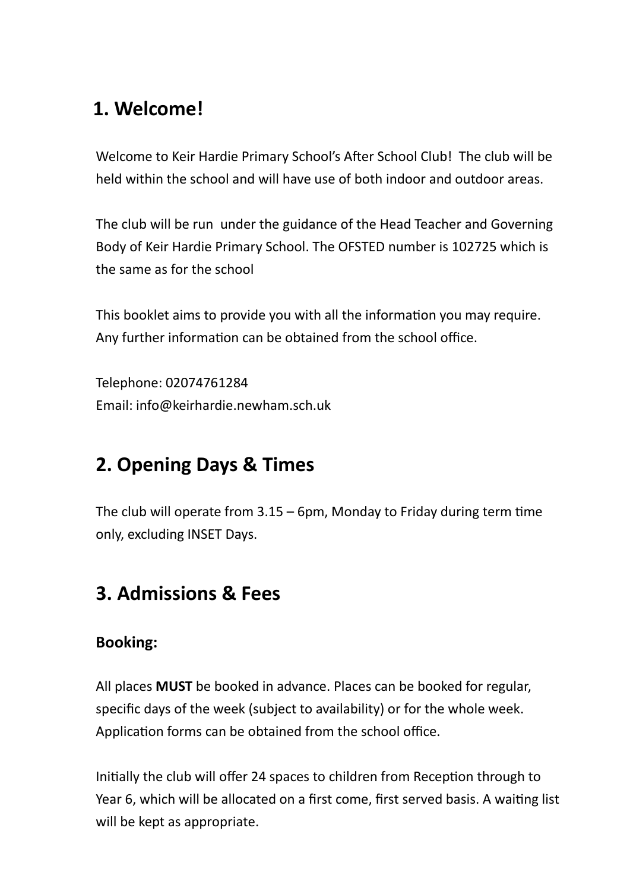## 1. Welcome!

Welcome to Keir Hardie Primary School's After School Club! The club will be held within the school and will have use of both indoor and outdoor areas.

The club will be run under the guidance of the Head Teacher and Governing Body of Keir Hardie Primary School. The OFSTED number is 102725 which is the same as for the school

This booklet aims to provide you with all the information you may require. Any further information can be obtained from the school office.

Telephone: 02074761284
Email: info@keirhardie.newham.sch.uk

## 2. Opening Days & Times

The club will operate from 3.15 – 6pm, Monday to Friday during term time only, excluding INSET Days.

## 3. Admissions & Fees

### Booking:

All places **MUST** be booked in advance. Places can be booked for regular, specific days of the week (subject to availability) or for the whole week. Application forms can be obtained from the school office.

Initially the club will offer 24 spaces to children from Reception through to Year 6, which will be allocated on a first come, first served basis. A waiting list will be kept as appropriate.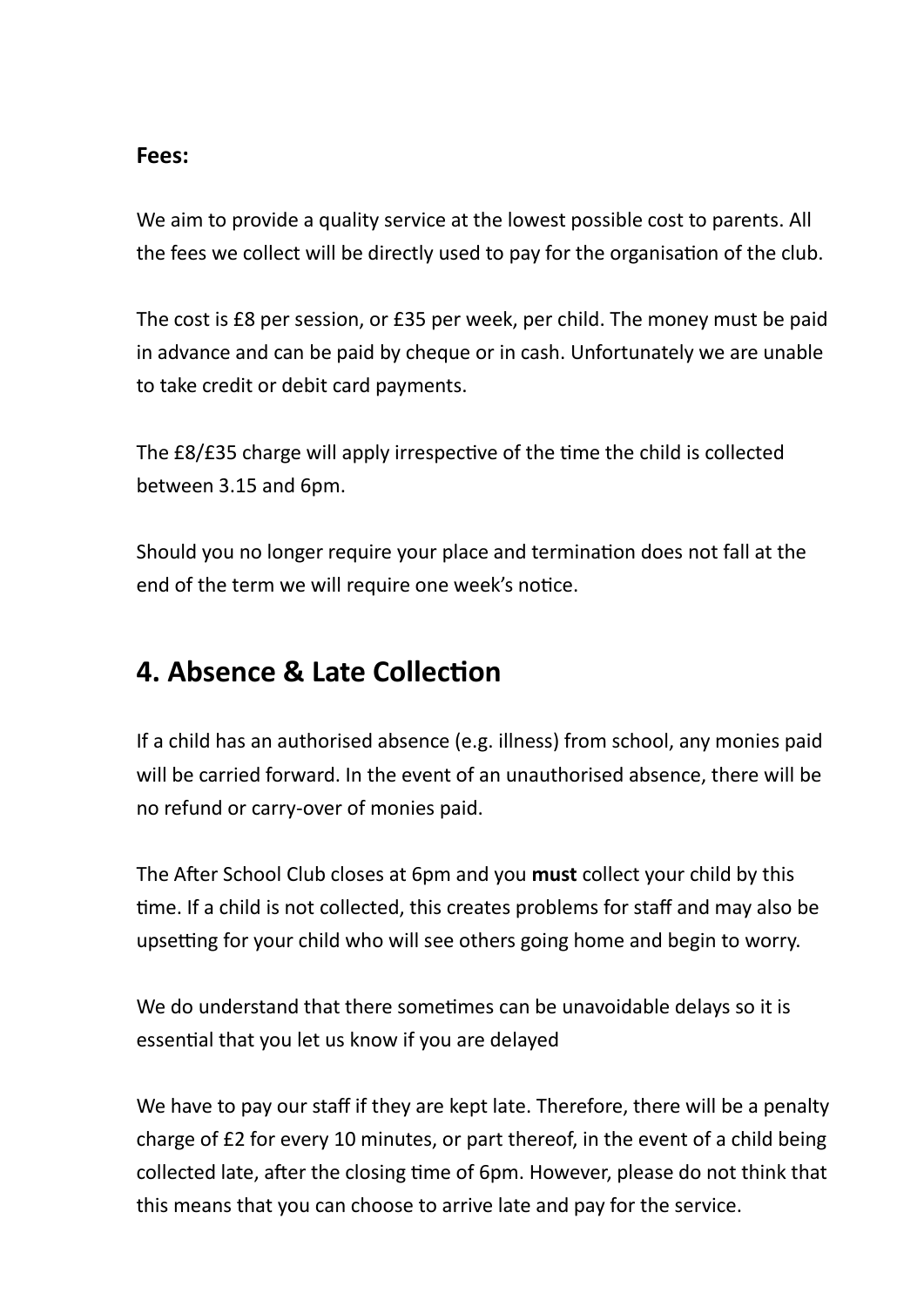**Fees:**

We aim to provide a quality service at the lowest possible cost to parents. All the fees we collect will be directly used to pay for the organisation of the club.

The cost is £8 per session, or £35 per week, per child. The money must be paid in advance and can be paid by cheque or in cash. Unfortunately we are unable to take credit or debit card payments.

The £8/£35 charge will apply irrespective of the time the child is collected between 3.15 and 6pm.

Should you no longer require your place and termination does not fall at the end of the term we will require one week's notice.

## 4. Absence & Late Collection

If a child has an authorised absence (e.g. illness) from school, any monies paid will be carried forward. In the event of an unauthorised absence, there will be no refund or carry-over of monies paid.

The After School Club closes at 6pm and you **must** collect your child by this time. If a child is not collected, this creates problems for staff and may also be upsetting for your child who will see others going home and begin to worry.

We do understand that there sometimes can be unavoidable delays so it is essential that you let us know if you are delayed

We have to pay our staff if they are kept late. Therefore, there will be a penalty charge of £2 for every 10 minutes, or part thereof, in the event of a child being collected late, after the closing time of 6pm. However, please do not think that this means that you can choose to arrive late and pay for the service.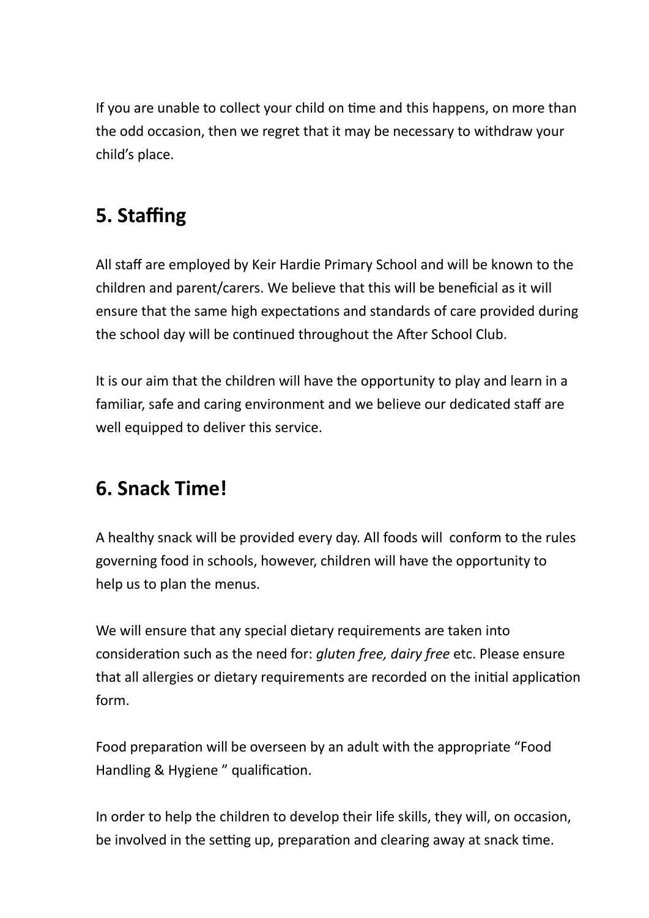If you are unable to collect your child on time and this happens, on more than the odd occasion, then we regret that it may be necessary to withdraw your child's place.

## 5. Staffing

All staff are employed by Keir Hardie Primary School and will be known to the children and parent/carers. We believe that this will be beneficial as it will ensure that the same high expectations and standards of care provided during the school day will be continued throughout the After School Club.

It is our aim that the children will have the opportunity to play and learn in a familiar, safe and caring environment and we believe our dedicated staff are well equipped to deliver this service.

## 6. Snack Time!

A healthy snack will be provided every day. All foods will conform to the rules governing food in schools, however, children will have the opportunity to help us to plan the menus.

We will ensure that any special dietary requirements are taken into consideration such as the need for: *gluten free, dairy free* etc. Please ensure that all allergies or dietary requirements are recorded on the initial application form.

Food preparation will be overseen by an adult with the appropriate "Food Handling & Hygiene " qualification.

In order to help the children to develop their life skills, they will, on occasion, be involved in the setting up, preparation and clearing away at snack time.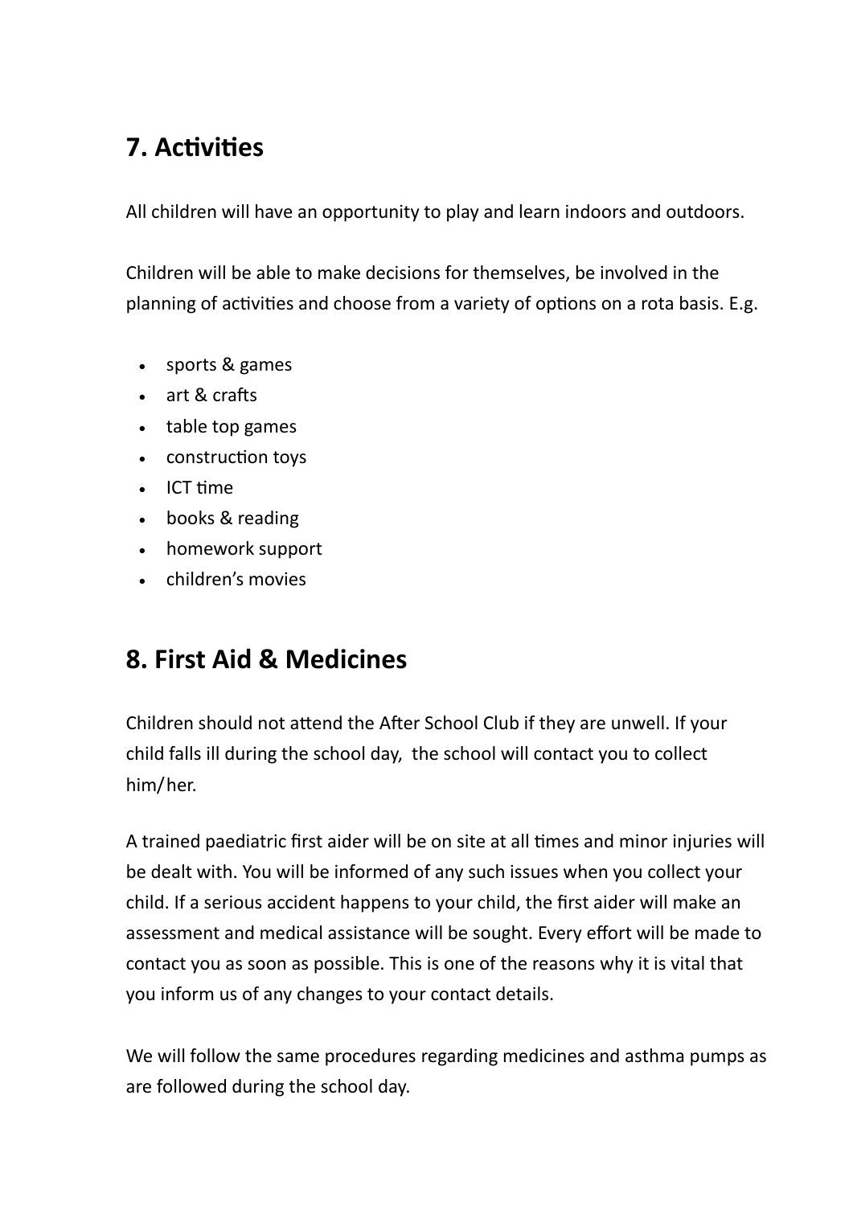## 7. Activities

All children will have an opportunity to play and learn indoors and outdoors.

Children will be able to make decisions for themselves, be involved in the planning of activities and choose from a variety of options on a rota basis. E.g.

- sports & games
- art & crafts
- table top games
- construction toys
- ICT time
- books & reading
- homework support
- children's movies

## 8. First Aid & Medicines

Children should not attend the After School Club if they are unwell. If your child falls ill during the school day, the school will contact you to collect him/her.

A trained paediatric first aider will be on site at all times and minor injuries will be dealt with. You will be informed of any such issues when you collect your child. If a serious accident happens to your child, the first aider will make an assessment and medical assistance will be sought. Every effort will be made to contact you as soon as possible. This is one of the reasons why it is vital that you inform us of any changes to your contact details.

We will follow the same procedures regarding medicines and asthma pumps as are followed during the school day.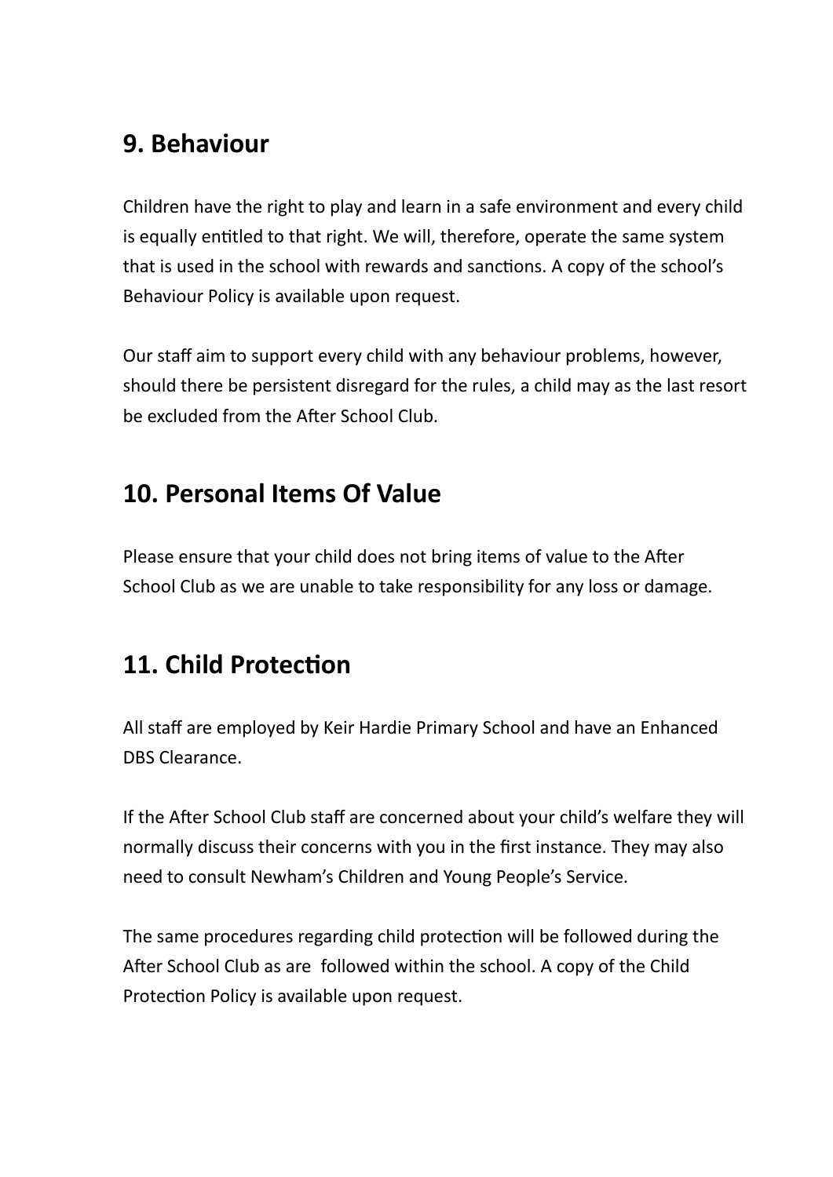## 9. Behaviour

Children have the right to play and learn in a safe environment and every child is equally entitled to that right. We will, therefore, operate the same system that is used in the school with rewards and sanctions. A copy of the school's Behaviour Policy is available upon request.

Our staff aim to support every child with any behaviour problems, however, should there be persistent disregard for the rules, a child may as the last resort be excluded from the After School Club.

## 10. Personal Items Of Value

Please ensure that your child does not bring items of value to the After School Club as we are unable to take responsibility for any loss or damage.

## 11. Child Protection

All staff are employed by Keir Hardie Primary School and have an Enhanced DBS Clearance.

If the After School Club staff are concerned about your child's welfare they will normally discuss their concerns with you in the first instance. They may also need to consult Newham's Children and Young People's Service.

The same procedures regarding child protection will be followed during the After School Club as are followed within the school. A copy of the Child Protection Policy is available upon request.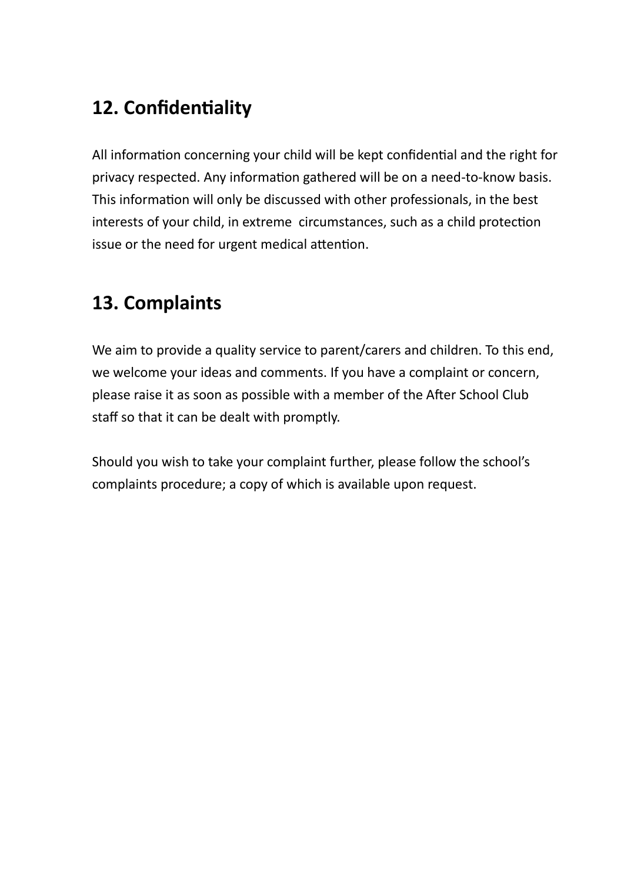## 12. Confidentiality

All information concerning your child will be kept confidential and the right for privacy respected. Any information gathered will be on a need-to-know basis. This information will only be discussed with other professionals, in the best interests of your child, in extreme circumstances, such as a child protection issue or the need for urgent medical attention.

## 13. Complaints

We aim to provide a quality service to parent/carers and children. To this end, we welcome your ideas and comments. If you have a complaint or concern, please raise it as soon as possible with a member of the After School Club staff so that it can be dealt with promptly.

Should you wish to take your complaint further, please follow the school's complaints procedure; a copy of which is available upon request.